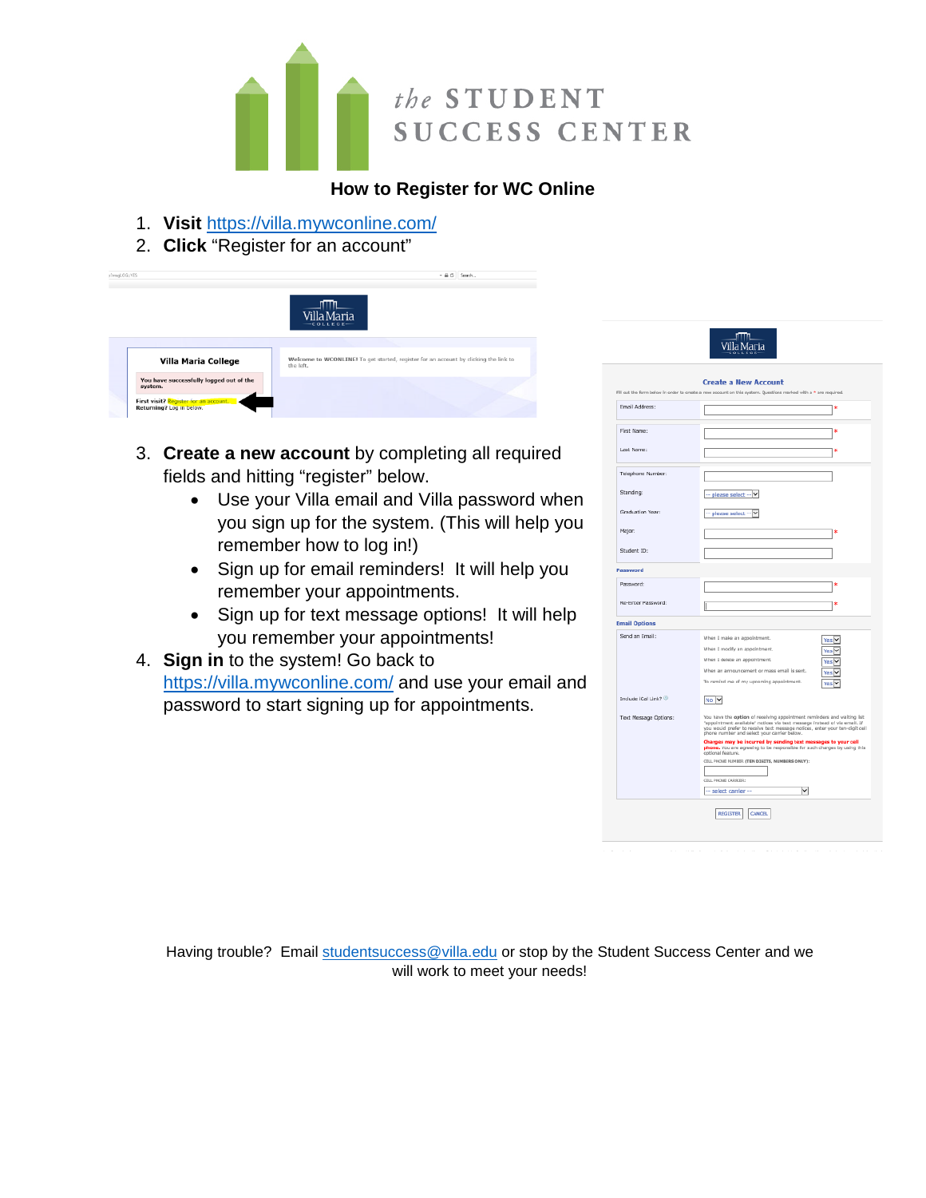# the STUDENT SUCCESS CENTER

## How to Register for WC Online

1. **Visit** https://villa.mywconline.com/
2. **Click** "Register for an account"
3. **Create a new account** by completing all required fields and hitting "register" below.
   - Use your Villa email and Villa password when you sign up for the system. (This will help you remember how to log in!)
   - Sign up for email reminders! It will help you remember your appointments.
   - Sign up for text message options! It will help you remember your appointments!
4. **Sign in** to the system! Go back to https://villa.mywconline.com/ and use your email and password to start signing up for appointments.

Having trouble? Email studentsuccess@villa.edu or stop by the Student Success Center and we will work to meet your needs!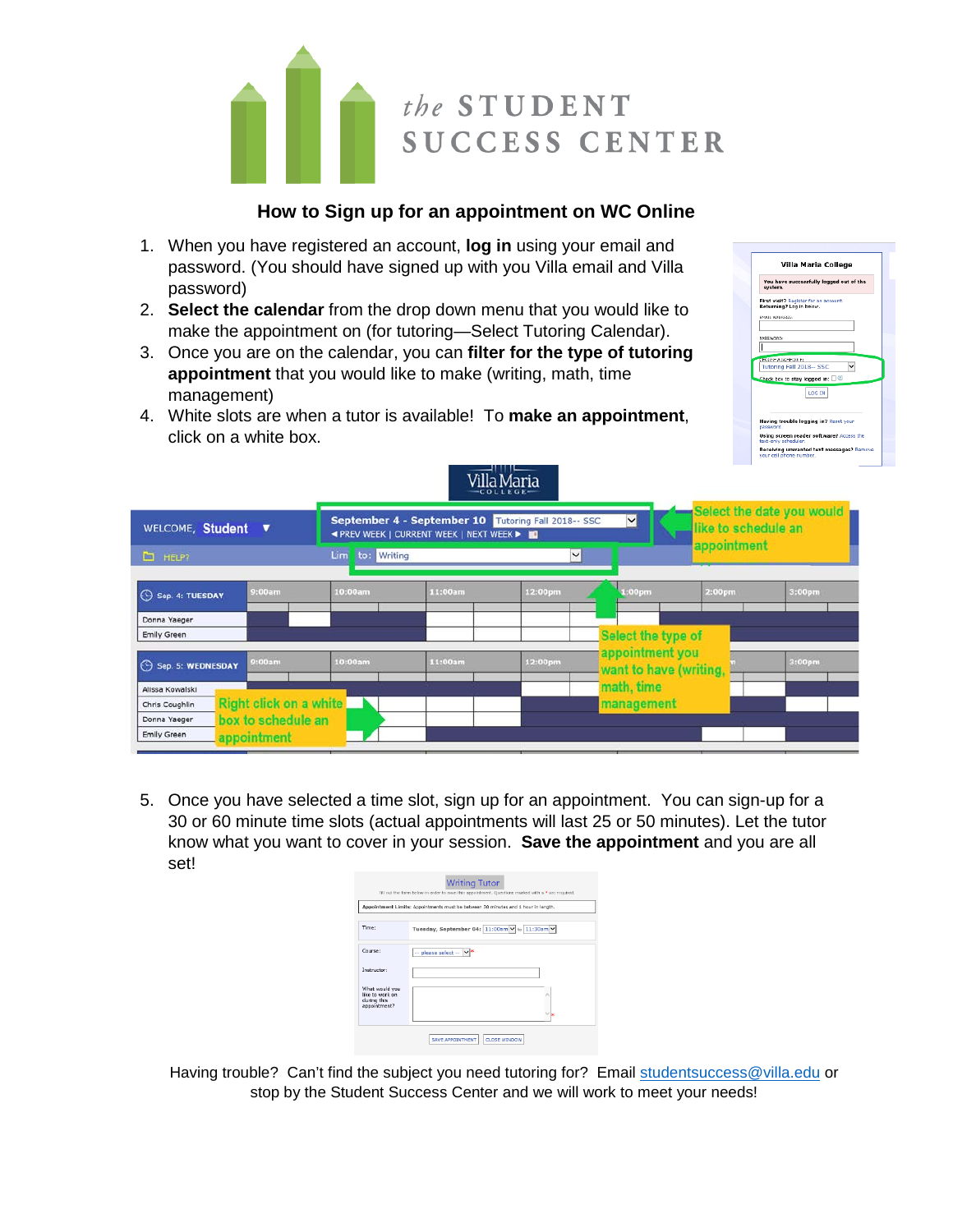the STUDENT SUCCESS CENTER

## How to Sign up for an appointment on WC Online

1. When you have registered an account, **log in** using your email and password. (You should have signed up with you Villa email and Villa password)
2. **Select the calendar** from the drop down menu that you would like to make the appointment on (for tutoring—Select Tutoring Calendar).
3. Once you are on the calendar, you can **filter for the type of tutoring appointment** that you would like to make (writing, math, time management)
4. White slots are when a tutor is available! To **make an appointment**, click on a white box.

Select the date you would like to schedule an appointment

Select the type of appointment you want to have (writing, math, time management)

Right click on a white box to schedule an appointment

5. Once you have selected a time slot, sign up for an appointment. You can sign-up for a 30 or 60 minute time slots (actual appointments will last 25 or 50 minutes). Let the tutor know what you want to cover in your session. **Save the appointment** and you are all set!

Having trouble? Can't find the subject you need tutoring for? Email studentsuccess@villa.edu or stop by the Student Success Center and we will work to meet your needs!